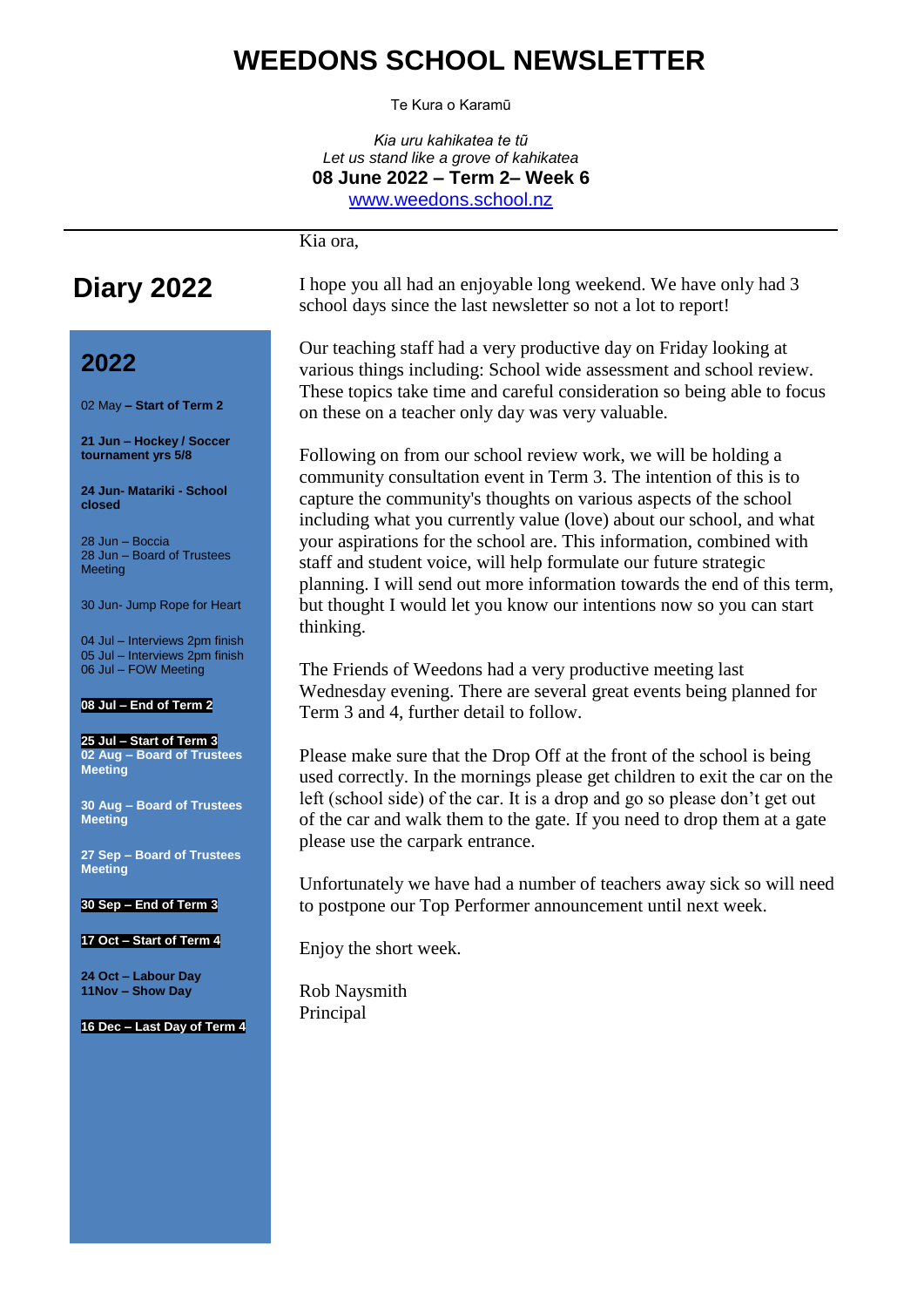# WEEDONS SCHOOL NEWSLETTER

Te Kura o Karamū

*Kia uru kahikatea te tū*
*Let us stand like a grove of kahikatea*
**08 June 2022 – Term 2– Week 6**
[www.weedons.school.nz](http://www.weedons.school.nz)

---

Kia ora,

I hope you all had an enjoyable long weekend. We have only had 3 school days since the last newsletter so not a lot to report!

Our teaching staff had a very productive day on Friday looking at various things including: School wide assessment and school review. These topics take time and careful consideration so being able to focus on these on a teacher only day was very valuable.

Following on from our school review work, we will be holding a community consultation event in Term 3. The intention of this is to capture the community's thoughts on various aspects of the school including what you currently value (love) about our school, and what your aspirations for the school are. This information, combined with staff and student voice, will help formulate our future strategic planning. I will send out more information towards the end of this term, but thought I would let you know our intentions now so you can start thinking.

The Friends of Weedons had a very productive meeting last Wednesday evening. There are several great events being planned for Term 3 and 4, further detail to follow.

Please make sure that the Drop Off at the front of the school is being used correctly. In the mornings please get children to exit the car on the left (school side) of the car. It is a drop and go so please don't get out of the car and walk them to the gate. If you need to drop them at a gate please use the carpark entrance.

Unfortunately we have had a number of teachers away sick so will need to postpone our Top Performer announcement until next week.

Enjoy the short week.

Rob Naysmith
Principal

## Diary 2022

### 2022

02 May **– Start of Term 2**

**21 Jun – Hockey / Soccer tournament yrs 5/8**

**24 Jun- Matariki - School closed**

28 Jun – Boccia
28 Jun – Board of Trustees Meeting

30 Jun- Jump Rope for Heart

04 Jul – Interviews 2pm finish
05 Jul – Interviews 2pm finish
06 Jul – FOW Meeting

**08 Jul – End of Term 2**

**25 Jul – Start of Term 3**
**02 Aug – Board of Trustees Meeting**

**30 Aug – Board of Trustees Meeting**

**27 Sep – Board of Trustees Meeting**

**30 Sep – End of Term 3**

**17 Oct – Start of Term 4**

**24 Oct – Labour Day**
**11Nov – Show Day**

**16 Dec – Last Day of Term 4**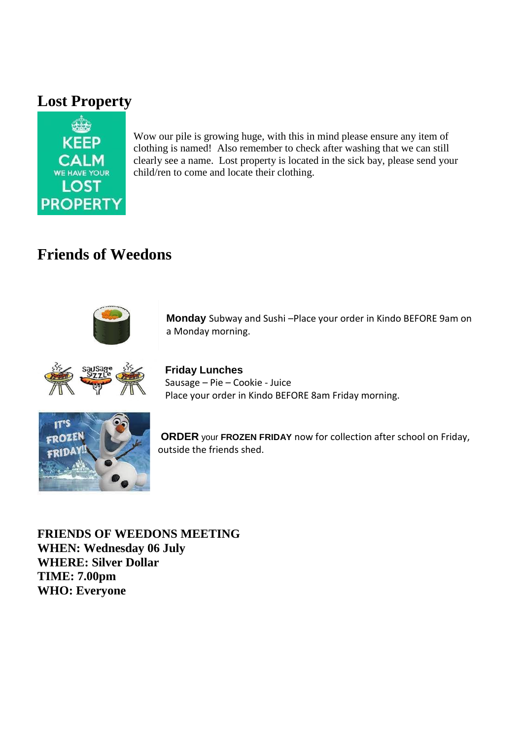## Lost Property

Wow our pile is growing huge, with this in mind please ensure any item of clothing is named! Also remember to check after washing that we can still clearly see a name. Lost property is located in the sick bay, please send your child/ren to come and locate their clothing.

## Friends of Weedons

**Monday** Subway and Sushi –Place your order in Kindo BEFORE 9am on a Monday morning.

**Friday Lunches**
Sausage – Pie – Cookie - Juice
Place your order in Kindo BEFORE 8am Friday morning.

**ORDER** your **FROZEN FRIDAY** now for collection after school on Friday, outside the friends shed.

**FRIENDS OF WEEDONS MEETING**
**WHEN: Wednesday 06 July**
**WHERE: Silver Dollar**
**TIME: 7.00pm**
**WHO: Everyone**